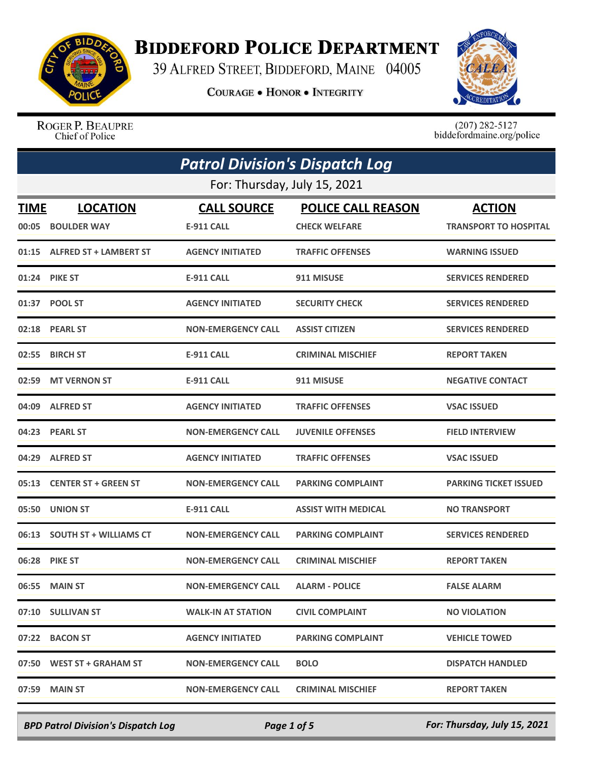# Biddeford Police Department

39 Alfred Street, Biddeford, Maine 04005

**Courage • Honor • Integrity**

Roger P. Beaupre
Chief of Police

(207) 282-5127
biddefordmaine.org/police

## *Patrol Division's Dispatch Log*

For: Thursday, July 15, 2021

| TIME | LOCATION | CALL SOURCE | POLICE CALL REASON | ACTION |
|---|---|---|---|---|
| 00:05 | BOULDER WAY | E-911 CALL | CHECK WELFARE | TRANSPORT TO HOSPITAL |
| 01:15 | ALFRED ST + LAMBERT ST | AGENCY INITIATED | TRAFFIC OFFENSES | WARNING ISSUED |
| 01:24 | PIKE ST | E-911 CALL | 911 MISUSE | SERVICES RENDERED |
| 01:37 | POOL ST | AGENCY INITIATED | SECURITY CHECK | SERVICES RENDERED |
| 02:18 | PEARL ST | NON-EMERGENCY CALL | ASSIST CITIZEN | SERVICES RENDERED |
| 02:55 | BIRCH ST | E-911 CALL | CRIMINAL MISCHIEF | REPORT TAKEN |
| 02:59 | MT VERNON ST | E-911 CALL | 911 MISUSE | NEGATIVE CONTACT |
| 04:09 | ALFRED ST | AGENCY INITIATED | TRAFFIC OFFENSES | VSAC ISSUED |
| 04:23 | PEARL ST | NON-EMERGENCY CALL | JUVENILE OFFENSES | FIELD INTERVIEW |
| 04:29 | ALFRED ST | AGENCY INITIATED | TRAFFIC OFFENSES | VSAC ISSUED |
| 05:13 | CENTER ST + GREEN ST | NON-EMERGENCY CALL | PARKING COMPLAINT | PARKING TICKET ISSUED |
| 05:50 | UNION ST | E-911 CALL | ASSIST WITH MEDICAL | NO TRANSPORT |
| 06:13 | SOUTH ST + WILLIAMS CT | NON-EMERGENCY CALL | PARKING COMPLAINT | SERVICES RENDERED |
| 06:28 | PIKE ST | NON-EMERGENCY CALL | CRIMINAL MISCHIEF | REPORT TAKEN |
| 06:55 | MAIN ST | NON-EMERGENCY CALL | ALARM - POLICE | FALSE ALARM |
| 07:10 | SULLIVAN ST | WALK-IN AT STATION | CIVIL COMPLAINT | NO VIOLATION |
| 07:22 | BACON ST | AGENCY INITIATED | PARKING COMPLAINT | VEHICLE TOWED |
| 07:50 | WEST ST + GRAHAM ST | NON-EMERGENCY CALL | BOLO | DISPATCH HANDLED |
| 07:59 | MAIN ST | NON-EMERGENCY CALL | CRIMINAL MISCHIEF | REPORT TAKEN |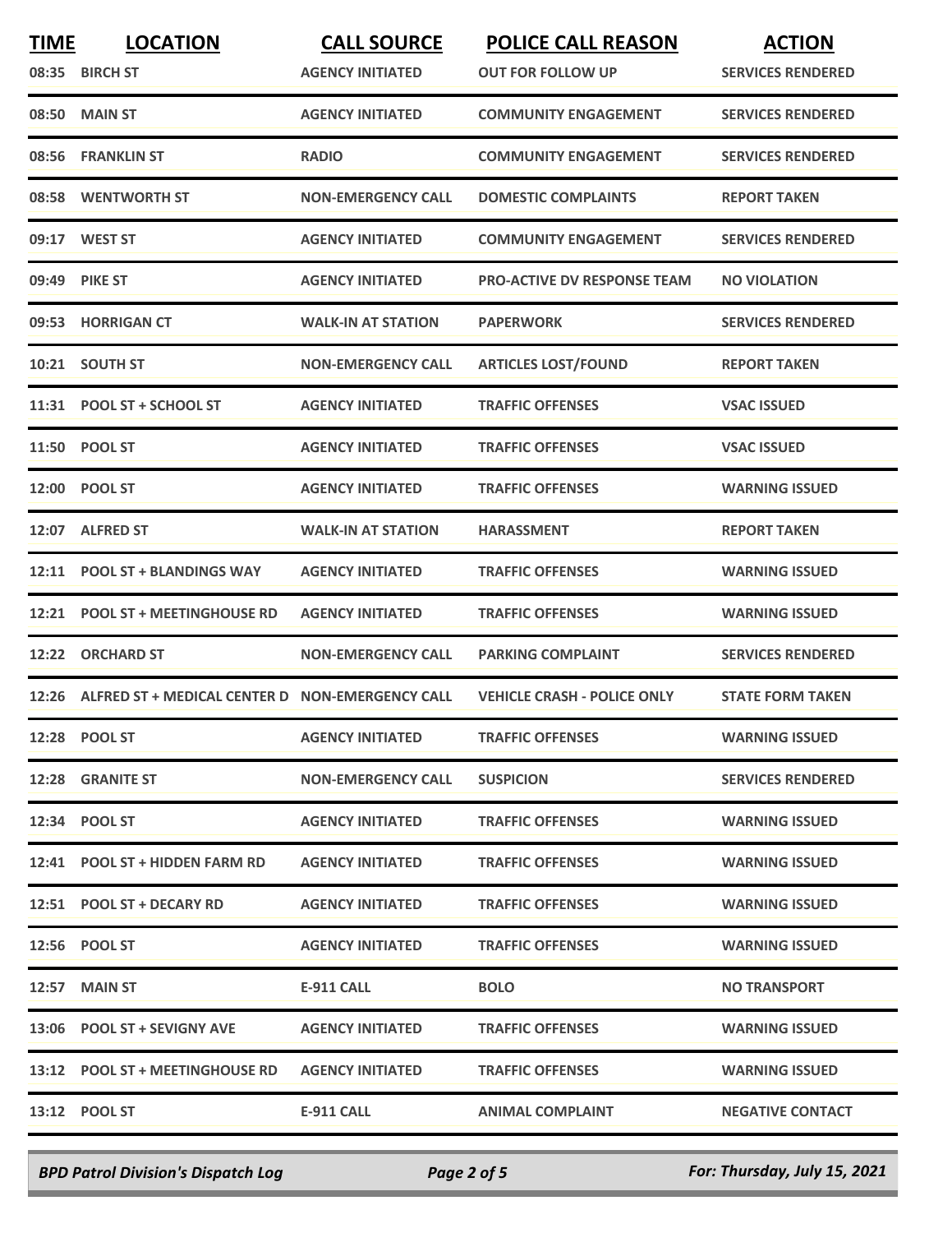| TIME | LOCATION | CALL SOURCE | POLICE CALL REASON | ACTION |
|---|---|---|---|---|
| 08:35 | BIRCH ST | AGENCY INITIATED | OUT FOR FOLLOW UP | SERVICES RENDERED |
| 08:50 | MAIN ST | AGENCY INITIATED | COMMUNITY ENGAGEMENT | SERVICES RENDERED |
| 08:56 | FRANKLIN ST | RADIO | COMMUNITY ENGAGEMENT | SERVICES RENDERED |
| 08:58 | WENTWORTH ST | NON-EMERGENCY CALL | DOMESTIC COMPLAINTS | REPORT TAKEN |
| 09:17 | WEST ST | AGENCY INITIATED | COMMUNITY ENGAGEMENT | SERVICES RENDERED |
| 09:49 | PIKE ST | AGENCY INITIATED | PRO-ACTIVE DV RESPONSE TEAM | NO VIOLATION |
| 09:53 | HORRIGAN CT | WALK-IN AT STATION | PAPERWORK | SERVICES RENDERED |
| 10:21 | SOUTH ST | NON-EMERGENCY CALL | ARTICLES LOST/FOUND | REPORT TAKEN |
| 11:31 | POOL ST + SCHOOL ST | AGENCY INITIATED | TRAFFIC OFFENSES | VSAC ISSUED |
| 11:50 | POOL ST | AGENCY INITIATED | TRAFFIC OFFENSES | VSAC ISSUED |
| 12:00 | POOL ST | AGENCY INITIATED | TRAFFIC OFFENSES | WARNING ISSUED |
| 12:07 | ALFRED ST | WALK-IN AT STATION | HARASSMENT | REPORT TAKEN |
| 12:11 | POOL ST + BLANDINGS WAY | AGENCY INITIATED | TRAFFIC OFFENSES | WARNING ISSUED |
| 12:21 | POOL ST + MEETINGHOUSE RD | AGENCY INITIATED | TRAFFIC OFFENSES | WARNING ISSUED |
| 12:22 | ORCHARD ST | NON-EMERGENCY CALL | PARKING COMPLAINT | SERVICES RENDERED |
| 12:26 | ALFRED ST + MEDICAL CENTER D | NON-EMERGENCY CALL | VEHICLE CRASH - POLICE ONLY | STATE FORM TAKEN |
| 12:28 | POOL ST | AGENCY INITIATED | TRAFFIC OFFENSES | WARNING ISSUED |
| 12:28 | GRANITE ST | NON-EMERGENCY CALL | SUSPICION | SERVICES RENDERED |
| 12:34 | POOL ST | AGENCY INITIATED | TRAFFIC OFFENSES | WARNING ISSUED |
| 12:41 | POOL ST + HIDDEN FARM RD | AGENCY INITIATED | TRAFFIC OFFENSES | WARNING ISSUED |
| 12:51 | POOL ST + DECARY RD | AGENCY INITIATED | TRAFFIC OFFENSES | WARNING ISSUED |
| 12:56 | POOL ST | AGENCY INITIATED | TRAFFIC OFFENSES | WARNING ISSUED |
| 12:57 | MAIN ST | E-911 CALL | BOLO | NO TRANSPORT |
| 13:06 | POOL ST + SEVIGNY AVE | AGENCY INITIATED | TRAFFIC OFFENSES | WARNING ISSUED |
| 13:12 | POOL ST + MEETINGHOUSE RD | AGENCY INITIATED | TRAFFIC OFFENSES | WARNING ISSUED |
| 13:12 | POOL ST | E-911 CALL | ANIMAL COMPLAINT | NEGATIVE CONTACT |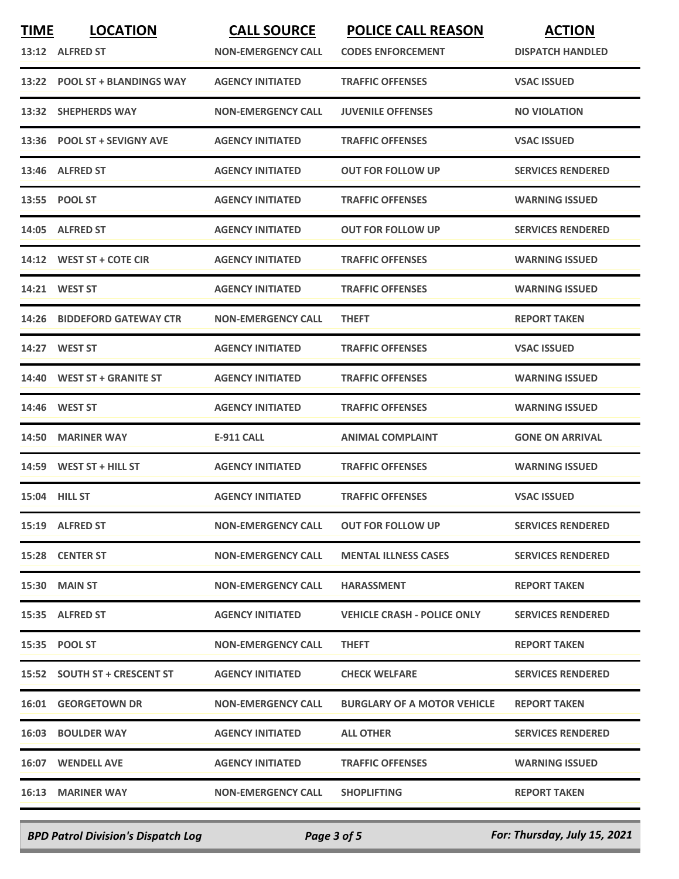| TIME | LOCATION | CALL SOURCE | POLICE CALL REASON | ACTION |
|---|---|---|---|---|
| 13:12 | ALFRED ST | NON-EMERGENCY CALL | CODES ENFORCEMENT | DISPATCH HANDLED |
| 13:22 | POOL ST + BLANDINGS WAY | AGENCY INITIATED | TRAFFIC OFFENSES | VSAC ISSUED |
| 13:32 | SHEPHERDS WAY | NON-EMERGENCY CALL | JUVENILE OFFENSES | NO VIOLATION |
| 13:36 | POOL ST + SEVIGNY AVE | AGENCY INITIATED | TRAFFIC OFFENSES | VSAC ISSUED |
| 13:46 | ALFRED ST | AGENCY INITIATED | OUT FOR FOLLOW UP | SERVICES RENDERED |
| 13:55 | POOL ST | AGENCY INITIATED | TRAFFIC OFFENSES | WARNING ISSUED |
| 14:05 | ALFRED ST | AGENCY INITIATED | OUT FOR FOLLOW UP | SERVICES RENDERED |
| 14:12 | WEST ST + COTE CIR | AGENCY INITIATED | TRAFFIC OFFENSES | WARNING ISSUED |
| 14:21 | WEST ST | AGENCY INITIATED | TRAFFIC OFFENSES | WARNING ISSUED |
| 14:26 | BIDDEFORD GATEWAY CTR | NON-EMERGENCY CALL | THEFT | REPORT TAKEN |
| 14:27 | WEST ST | AGENCY INITIATED | TRAFFIC OFFENSES | VSAC ISSUED |
| 14:40 | WEST ST + GRANITE ST | AGENCY INITIATED | TRAFFIC OFFENSES | WARNING ISSUED |
| 14:46 | WEST ST | AGENCY INITIATED | TRAFFIC OFFENSES | WARNING ISSUED |
| 14:50 | MARINER WAY | E-911 CALL | ANIMAL COMPLAINT | GONE ON ARRIVAL |
| 14:59 | WEST ST + HILL ST | AGENCY INITIATED | TRAFFIC OFFENSES | WARNING ISSUED |
| 15:04 | HILL ST | AGENCY INITIATED | TRAFFIC OFFENSES | VSAC ISSUED |
| 15:19 | ALFRED ST | NON-EMERGENCY CALL | OUT FOR FOLLOW UP | SERVICES RENDERED |
| 15:28 | CENTER ST | NON-EMERGENCY CALL | MENTAL ILLNESS CASES | SERVICES RENDERED |
| 15:30 | MAIN ST | NON-EMERGENCY CALL | HARASSMENT | REPORT TAKEN |
| 15:35 | ALFRED ST | AGENCY INITIATED | VEHICLE CRASH - POLICE ONLY | SERVICES RENDERED |
| 15:35 | POOL ST | NON-EMERGENCY CALL | THEFT | REPORT TAKEN |
| 15:52 | SOUTH ST + CRESCENT ST | AGENCY INITIATED | CHECK WELFARE | SERVICES RENDERED |
| 16:01 | GEORGETOWN DR | NON-EMERGENCY CALL | BURGLARY OF A MOTOR VEHICLE | REPORT TAKEN |
| 16:03 | BOULDER WAY | AGENCY INITIATED | ALL OTHER | SERVICES RENDERED |
| 16:07 | WENDELL AVE | AGENCY INITIATED | TRAFFIC OFFENSES | WARNING ISSUED |
| 16:13 | MARINER WAY | NON-EMERGENCY CALL | SHOPLIFTING | REPORT TAKEN |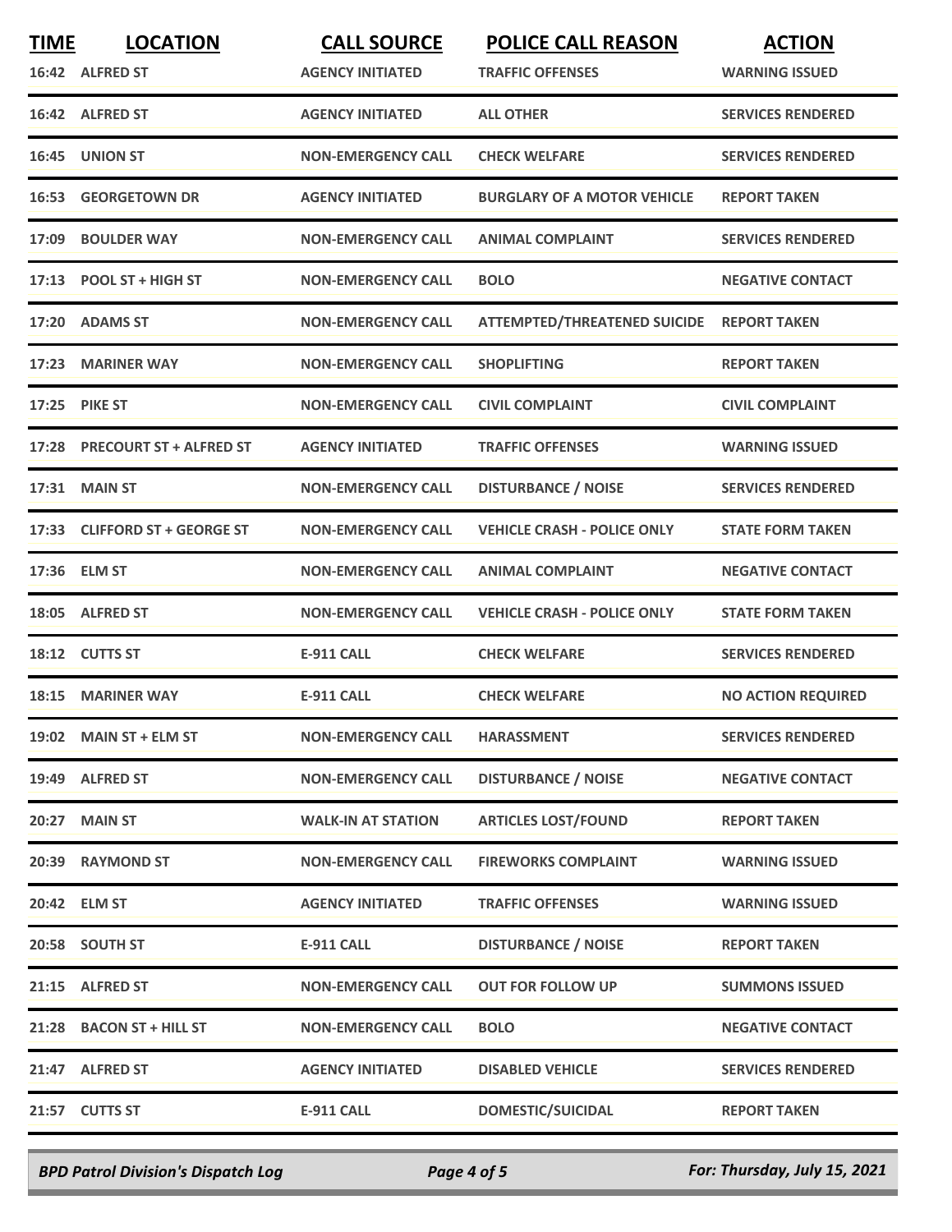| TIME | LOCATION | CALL SOURCE | POLICE CALL REASON | ACTION |
|---|---|---|---|---|
| 16:42 | ALFRED ST | AGENCY INITIATED | TRAFFIC OFFENSES | WARNING ISSUED |
| 16:42 | ALFRED ST | AGENCY INITIATED | ALL OTHER | SERVICES RENDERED |
| 16:45 | UNION ST | NON-EMERGENCY CALL | CHECK WELFARE | SERVICES RENDERED |
| 16:53 | GEORGETOWN DR | AGENCY INITIATED | BURGLARY OF A MOTOR VEHICLE | REPORT TAKEN |
| 17:09 | BOULDER WAY | NON-EMERGENCY CALL | ANIMAL COMPLAINT | SERVICES RENDERED |
| 17:13 | POOL ST + HIGH ST | NON-EMERGENCY CALL | BOLO | NEGATIVE CONTACT |
| 17:20 | ADAMS ST | NON-EMERGENCY CALL | ATTEMPTED/THREATENED SUICIDE | REPORT TAKEN |
| 17:23 | MARINER WAY | NON-EMERGENCY CALL | SHOPLIFTING | REPORT TAKEN |
| 17:25 | PIKE ST | NON-EMERGENCY CALL | CIVIL COMPLAINT | CIVIL COMPLAINT |
| 17:28 | PRECOURT ST + ALFRED ST | AGENCY INITIATED | TRAFFIC OFFENSES | WARNING ISSUED |
| 17:31 | MAIN ST | NON-EMERGENCY CALL | DISTURBANCE / NOISE | SERVICES RENDERED |
| 17:33 | CLIFFORD ST + GEORGE ST | NON-EMERGENCY CALL | VEHICLE CRASH - POLICE ONLY | STATE FORM TAKEN |
| 17:36 | ELM ST | NON-EMERGENCY CALL | ANIMAL COMPLAINT | NEGATIVE CONTACT |
| 18:05 | ALFRED ST | NON-EMERGENCY CALL | VEHICLE CRASH - POLICE ONLY | STATE FORM TAKEN |
| 18:12 | CUTTS ST | E-911 CALL | CHECK WELFARE | SERVICES RENDERED |
| 18:15 | MARINER WAY | E-911 CALL | CHECK WELFARE | NO ACTION REQUIRED |
| 19:02 | MAIN ST + ELM ST | NON-EMERGENCY CALL | HARASSMENT | SERVICES RENDERED |
| 19:49 | ALFRED ST | NON-EMERGENCY CALL | DISTURBANCE / NOISE | NEGATIVE CONTACT |
| 20:27 | MAIN ST | WALK-IN AT STATION | ARTICLES LOST/FOUND | REPORT TAKEN |
| 20:39 | RAYMOND ST | NON-EMERGENCY CALL | FIREWORKS COMPLAINT | WARNING ISSUED |
| 20:42 | ELM ST | AGENCY INITIATED | TRAFFIC OFFENSES | WARNING ISSUED |
| 20:58 | SOUTH ST | E-911 CALL | DISTURBANCE / NOISE | REPORT TAKEN |
| 21:15 | ALFRED ST | NON-EMERGENCY CALL | OUT FOR FOLLOW UP | SUMMONS ISSUED |
| 21:28 | BACON ST + HILL ST | NON-EMERGENCY CALL | BOLO | NEGATIVE CONTACT |
| 21:47 | ALFRED ST | AGENCY INITIATED | DISABLED VEHICLE | SERVICES RENDERED |
| 21:57 | CUTTS ST | E-911 CALL | DOMESTIC/SUICIDAL | REPORT TAKEN |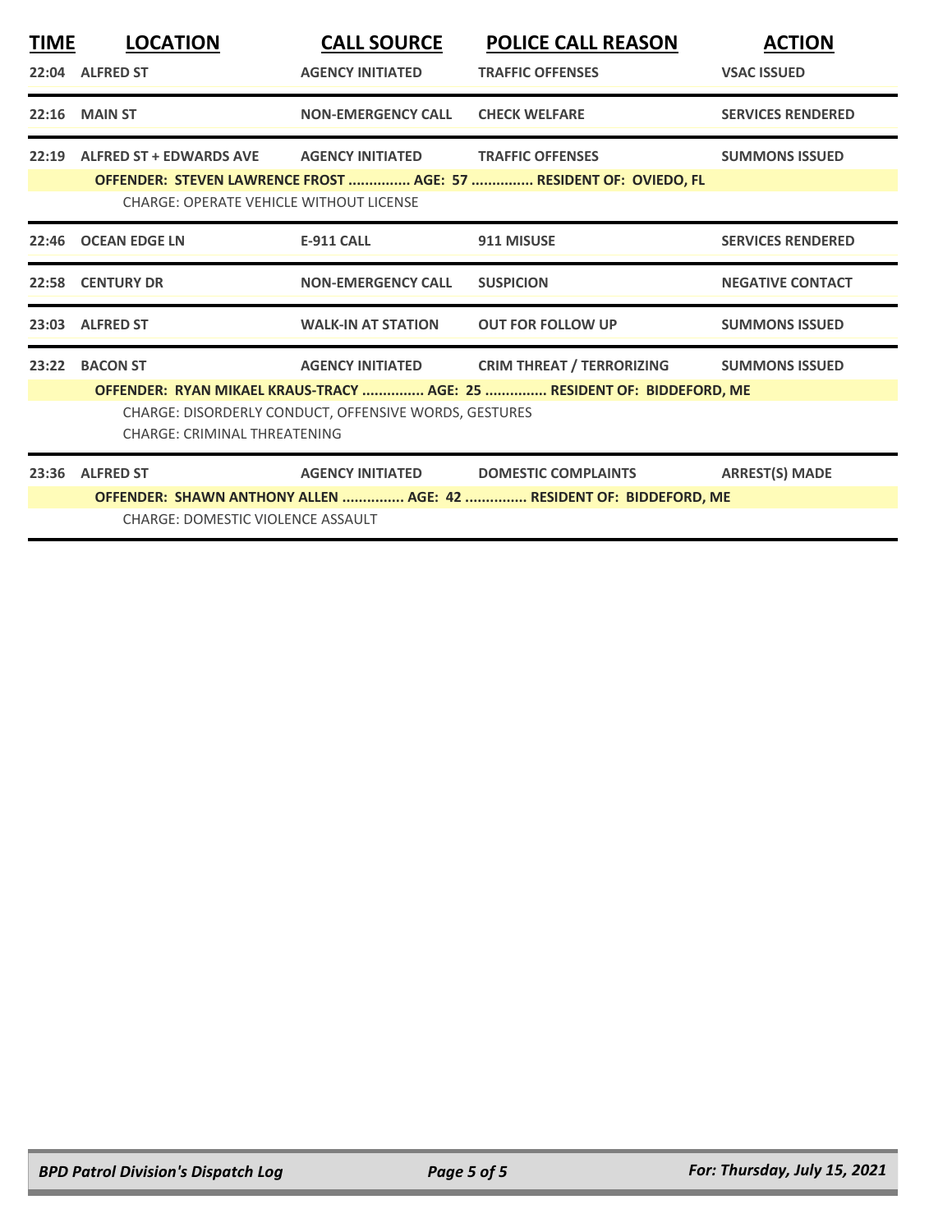| TIME | LOCATION | CALL SOURCE | POLICE CALL REASON | ACTION |
|---|---|---|---|---|
| 22:04 | ALFRED ST | AGENCY INITIATED | TRAFFIC OFFENSES | VSAC ISSUED |
| 22:16 | MAIN ST | NON-EMERGENCY CALL | CHECK WELFARE | SERVICES RENDERED |
| 22:19 | ALFRED ST + EDWARDS AVE | AGENCY INITIATED | TRAFFIC OFFENSES | SUMMONS ISSUED |
| | OFFENDER: STEVEN LAWRENCE FROST ............... AGE: 57 ............... RESIDENT OF: OVIEDO, FL | | | |
| | CHARGE: OPERATE VEHICLE WITHOUT LICENSE | | | |
| 22:46 | OCEAN EDGE LN | E-911 CALL | 911 MISUSE | SERVICES RENDERED |
| 22:58 | CENTURY DR | NON-EMERGENCY CALL | SUSPICION | NEGATIVE CONTACT |
| 23:03 | ALFRED ST | WALK-IN AT STATION | OUT FOR FOLLOW UP | SUMMONS ISSUED |
| 23:22 | BACON ST | AGENCY INITIATED | CRIM THREAT / TERRORIZING | SUMMONS ISSUED |
| | OFFENDER: RYAN MIKAEL KRAUS-TRACY ............... AGE: 25 ............... RESIDENT OF: BIDDEFORD, ME | | | |
| | CHARGE: DISORDERLY CONDUCT, OFFENSIVE WORDS, GESTURES | | | |
| | CHARGE: CRIMINAL THREATENING | | | |
| 23:36 | ALFRED ST | AGENCY INITIATED | DOMESTIC COMPLAINTS | ARREST(S) MADE |
| | OFFENDER: SHAWN ANTHONY ALLEN ............... AGE: 42 ............... RESIDENT OF: BIDDEFORD, ME | | | |
| | CHARGE: DOMESTIC VIOLENCE ASSAULT | | | |